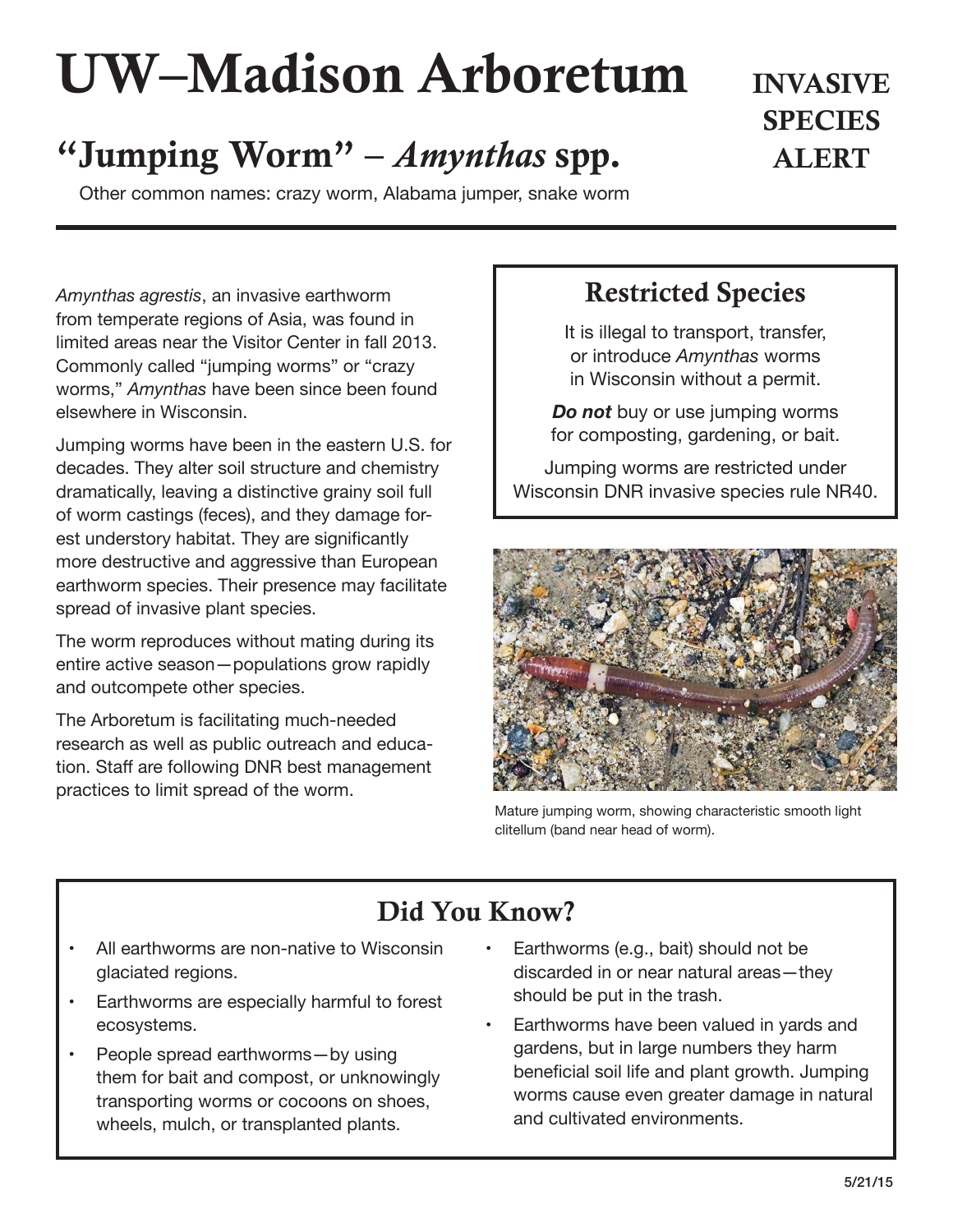# UW–Madison Arboretum

## "Jumping Worm" – *Amynthas* spp.

**INVASIVE SPECIES ALERT**

Other common names: crazy worm, Alabama jumper, snake worm

*Amynthas agrestis*, an invasive earthworm from temperate regions of Asia, was found in limited areas near the Visitor Center in fall 2013. Commonly called "jumping worms" or "crazy worms," *Amynthas* have been since been found elsewhere in Wisconsin.

Jumping worms have been in the eastern U.S. for decades. They alter soil structure and chemistry dramatically, leaving a distinctive grainy soil full of worm castings (feces), and they damage forest understory habitat. They are significantly more destructive and aggressive than European earthworm species. Their presence may facilitate spread of invasive plant species.

The worm reproduces without mating during its entire active season—populations grow rapidly and outcompete other species.

The Arboretum is facilitating much-needed research as well as public outreach and education. Staff are following DNR best management practices to limit spread of the worm.

### Restricted Species

It is illegal to transport, transfer, or introduce *Amynthas* worms in Wisconsin without a permit.

***Do not*** buy or use jumping worms for composting, gardening, or bait.

Jumping worms are restricted under Wisconsin DNR invasive species rule NR40.

Mature jumping worm, showing characteristic smooth light clitellum (band near head of worm).

### Did You Know?

- All earthworms are non-native to Wisconsin glaciated regions.
- Earthworms are especially harmful to forest ecosystems.
- People spread earthworms—by using them for bait and compost, or unknowingly transporting worms or cocoons on shoes, wheels, mulch, or transplanted plants.
- Earthworms (e.g., bait) should not be discarded in or near natural areas—they should be put in the trash.
- Earthworms have been valued in yards and gardens, but in large numbers they harm beneficial soil life and plant growth. Jumping worms cause even greater damage in natural and cultivated environments.

5/21/15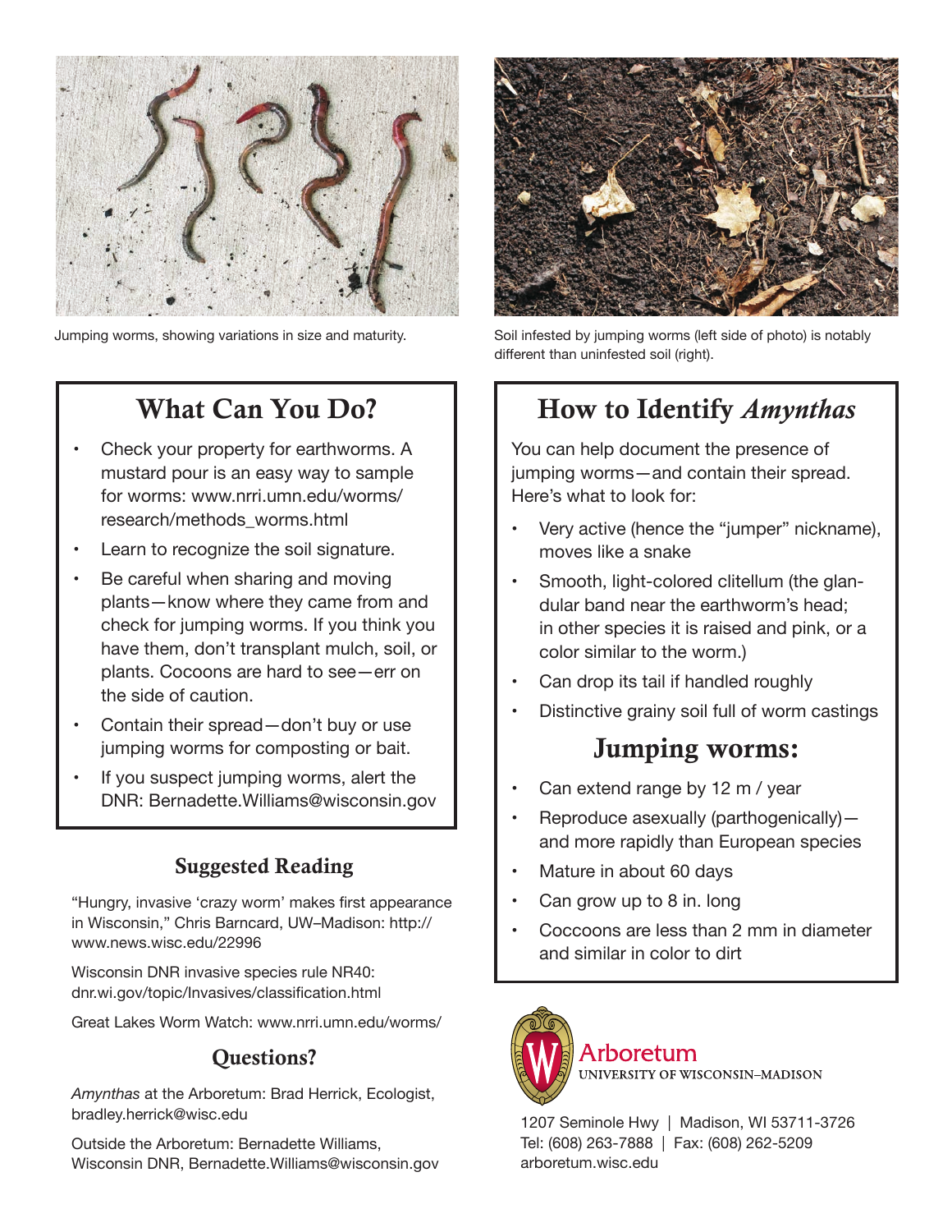Jumping worms, showing variations in size and maturity.

Soil infested by jumping worms (left side of photo) is notably different than uninfested soil (right).

## What Can You Do?

- Check your property for earthworms. A mustard pour is an easy way to sample for worms: www.nrri.umn.edu/worms/research/methods_worms.html
- Learn to recognize the soil signature.
- Be careful when sharing and moving plants—know where they came from and check for jumping worms. If you think you have them, don't transplant mulch, soil, or plants. Cocoons are hard to see—err on the side of caution.
- Contain their spread—don't buy or use jumping worms for composting or bait.
- If you suspect jumping worms, alert the DNR: Bernadette.Williams@wisconsin.gov

### Suggested Reading

"Hungry, invasive 'crazy worm' makes first appearance in Wisconsin," Chris Barncard, UW–Madison: http://www.news.wisc.edu/22996

Wisconsin DNR invasive species rule NR40: dnr.wi.gov/topic/Invasives/classification.html

Great Lakes Worm Watch: www.nrri.umn.edu/worms/

### Questions?

*Amynthas* at the Arboretum: Brad Herrick, Ecologist, bradley.herrick@wisc.edu

Outside the Arboretum: Bernadette Williams, Wisconsin DNR, Bernadette.Williams@wisconsin.gov

## How to Identify *Amynthas*

You can help document the presence of jumping worms—and contain their spread. Here's what to look for:

- Very active (hence the "jumper" nickname), moves like a snake
- Smooth, light-colored clitellum (the glandular band near the earthworm's head; in other species it is raised and pink, or a color similar to the worm.)
- Can drop its tail if handled roughly
- Distinctive grainy soil full of worm castings

## Jumping worms:

- Can extend range by 12 m / year
- Reproduce asexually (parthogenically)—and more rapidly than European species
- Mature in about 60 days
- Can grow up to 8 in. long
- Coccoons are less than 2 mm in diameter and similar in color to dirt

Arboretum
UNIVERSITY OF WISCONSIN–MADISON

1207 Seminole Hwy | Madison, WI 53711-3726
Tel: (608) 263-7888 | Fax: (608) 262-5209
arboretum.wisc.edu